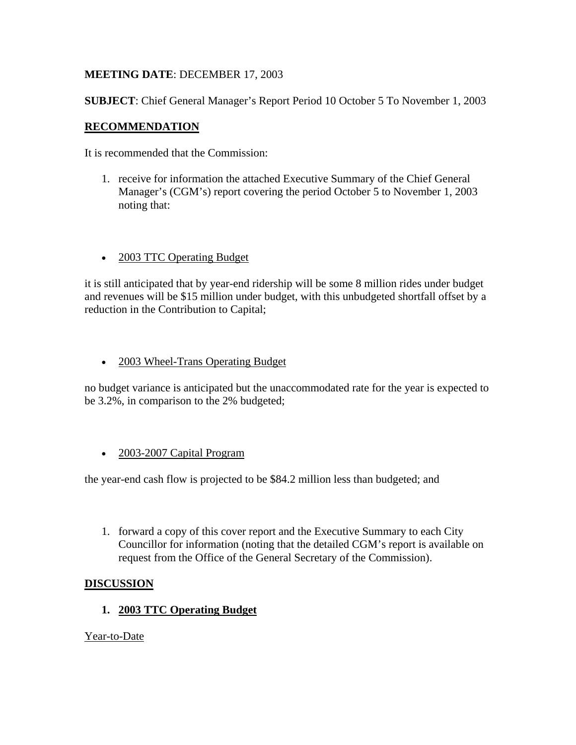**MEETING DATE**: DECEMBER 17, 2003

**SUBJECT**: Chief General Manager's Report Period 10 October 5 To November 1, 2003

## RECOMMENDATION

It is recommended that the Commission:

1. receive for information the attached Executive Summary of the Chief General Manager's (CGM's) report covering the period October 5 to November 1, 2003 noting that:

- 2003 TTC Operating Budget

it is still anticipated that by year-end ridership will be some 8 million rides under budget and revenues will be $15 million under budget, with this unbudgeted shortfall offset by a reduction in the Contribution to Capital;

- 2003 Wheel-Trans Operating Budget

no budget variance is anticipated but the unaccommodated rate for the year is expected to be 3.2%, in comparison to the 2% budgeted;

- 2003-2007 Capital Program

the year-end cash flow is projected to be $84.2 million less than budgeted; and

1. forward a copy of this cover report and the Executive Summary to each City Councillor for information (noting that the detailed CGM's report is available on request from the Office of the General Secretary of the Commission).

## DISCUSSION

1. **2003 TTC Operating Budget**

Year-to-Date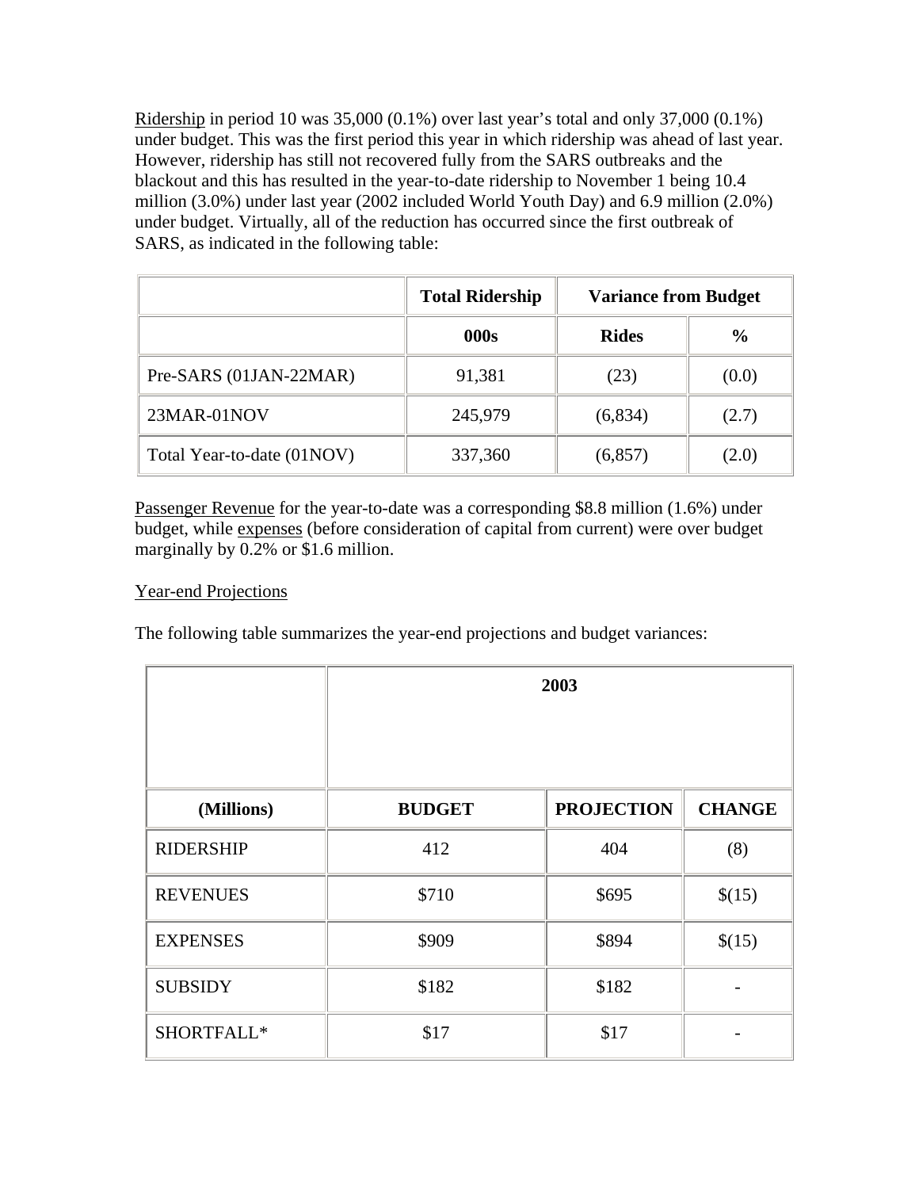Ridership in period 10 was 35,000 (0.1%) over last year's total and only 37,000 (0.1%) under budget. This was the first period this year in which ridership was ahead of last year. However, ridership has still not recovered fully from the SARS outbreaks and the blackout and this has resulted in the year-to-date ridership to November 1 being 10.4 million (3.0%) under last year (2002 included World Youth Day) and 6.9 million (2.0%) under budget. Virtually, all of the reduction has occurred since the first outbreak of SARS, as indicated in the following table:

| | **Total Ridership** | **Variance from Budget** | |
|---|---|---|---|
| | **000s** | **Rides** | **%** |
| Pre-SARS (01JAN-22MAR) | 91,381 | (23) | (0.0) |
| 23MAR-01NOV | 245,979 | (6,834) | (2.7) |
| Total Year-to-date (01NOV) | 337,360 | (6,857) | (2.0) |

Passenger Revenue for the year-to-date was a corresponding $8.8 million (1.6%) under budget, while expenses (before consideration of capital from current) were over budget marginally by 0.2% or $1.6 million.

Year-end Projections

The following table summarizes the year-end projections and budget variances:

| | **2003** | | |
|---|---|---|---|
| **(Millions)** | **BUDGET** | **PROJECTION** | **CHANGE** |
| RIDERSHIP | 412 | 404 | (8) |
| REVENUES | $710 | $695 | $(15) |
| EXPENSES | $909 | $894 | $(15) |
| SUBSIDY | $182 | $182 | - |
| SHORTFALL* | $17 | $17 | - |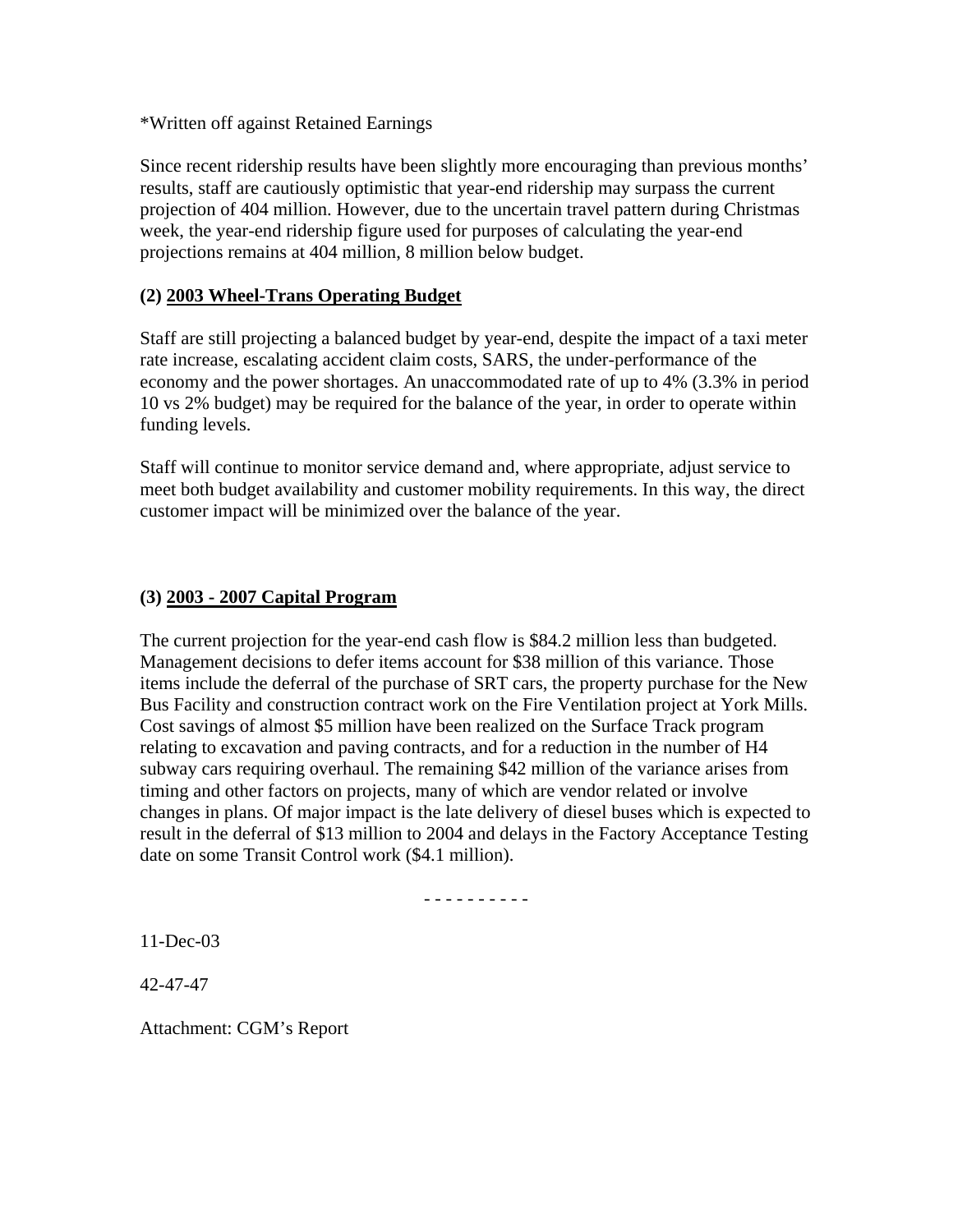*Written off against Retained Earnings

Since recent ridership results have been slightly more encouraging than previous months' results, staff are cautiously optimistic that year-end ridership may surpass the current projection of 404 million. However, due to the uncertain travel pattern during Christmas week, the year-end ridership figure used for purposes of calculating the year-end projections remains at 404 million, 8 million below budget.

**(2) <u>2003 Wheel-Trans Operating Budget</u>**

Staff are still projecting a balanced budget by year-end, despite the impact of a taxi meter rate increase, escalating accident claim costs, SARS, the under-performance of the economy and the power shortages. An unaccommodated rate of up to 4% (3.3% in period 10 vs 2% budget) may be required for the balance of the year, in order to operate within funding levels.

Staff will continue to monitor service demand and, where appropriate, adjust service to meet both budget availability and customer mobility requirements. In this way, the direct customer impact will be minimized over the balance of the year.

**(3) <u>2003 - 2007 Capital Program</u>**

The current projection for the year-end cash flow is $84.2 million less than budgeted. Management decisions to defer items account for $38 million of this variance. Those items include the deferral of the purchase of SRT cars, the property purchase for the New Bus Facility and construction contract work on the Fire Ventilation project at York Mills. Cost savings of almost $5 million have been realized on the Surface Track program relating to excavation and paving contracts, and for a reduction in the number of H4 subway cars requiring overhaul. The remaining $42 million of the variance arises from timing and other factors on projects, many of which are vendor related or involve changes in plans. Of major impact is the late delivery of diesel buses which is expected to result in the deferral of $13 million to 2004 and delays in the Factory Acceptance Testing date on some Transit Control work ($4.1 million).

\- - - - - - - - - -

11-Dec-03

42-47-47

Attachment: CGM's Report